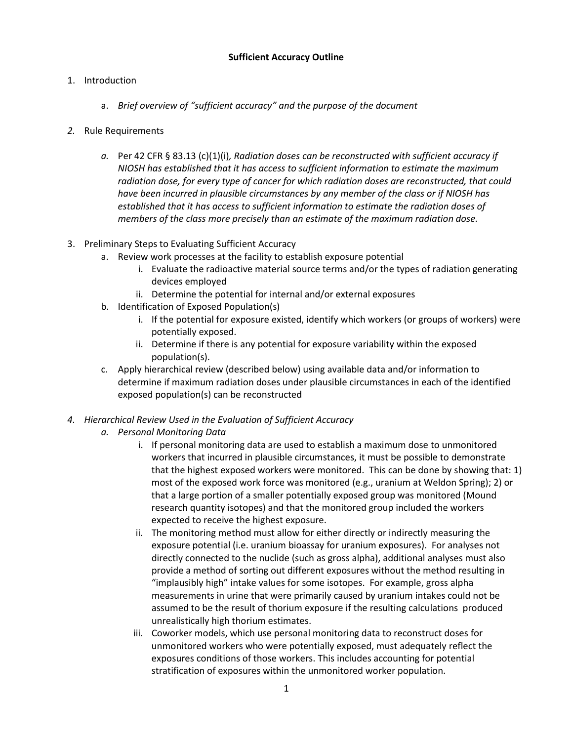# Sufficient Accuracy Outline

1. Introduction

    a. *Brief overview of "sufficient accuracy" and the purpose of the document*

*2.* Rule Requirements

    *a.* Per 42 CFR § 83.13 (c)(1)(i)*, Radiation doses can be reconstructed with sufficient accuracy if NIOSH has established that it has access to sufficient information to estimate the maximum radiation dose, for every type of cancer for which radiation doses are reconstructed, that could have been incurred in plausible circumstances by any member of the class or if NIOSH has established that it has access to sufficient information to estimate the radiation doses of members of the class more precisely than an estimate of the maximum radiation dose.*

3. Preliminary Steps to Evaluating Sufficient Accuracy
    a. Review work processes at the facility to establish exposure potential
        i. Evaluate the radioactive material source terms and/or the types of radiation generating devices employed
        ii. Determine the potential for internal and/or external exposures
    b. Identification of Exposed Population(s)
        i. If the potential for exposure existed, identify which workers (or groups of workers) were potentially exposed.
        ii. Determine if there is any potential for exposure variability within the exposed population(s).
    c. Apply hierarchical review (described below) using available data and/or information to determine if maximum radiation doses under plausible circumstances in each of the identified exposed population(s) can be reconstructed

*4. Hierarchical Review Used in the Evaluation of Sufficient Accuracy*
    *a. Personal Monitoring Data*
        i. If personal monitoring data are used to establish a maximum dose to unmonitored workers that incurred in plausible circumstances, it must be possible to demonstrate that the highest exposed workers were monitored. This can be done by showing that: 1) most of the exposed work force was monitored (e.g., uranium at Weldon Spring); 2) or that a large portion of a smaller potentially exposed group was monitored (Mound research quantity isotopes) and that the monitored group included the workers expected to receive the highest exposure.
        ii. The monitoring method must allow for either directly or indirectly measuring the exposure potential (i.e. uranium bioassay for uranium exposures). For analyses not directly connected to the nuclide (such as gross alpha), additional analyses must also provide a method of sorting out different exposures without the method resulting in "implausibly high" intake values for some isotopes. For example, gross alpha measurements in urine that were primarily caused by uranium intakes could not be assumed to be the result of thorium exposure if the resulting calculations produced unrealistically high thorium estimates.
        iii. Coworker models, which use personal monitoring data to reconstruct doses for unmonitored workers who were potentially exposed, must adequately reflect the exposures conditions of those workers. This includes accounting for potential stratification of exposures within the unmonitored worker population.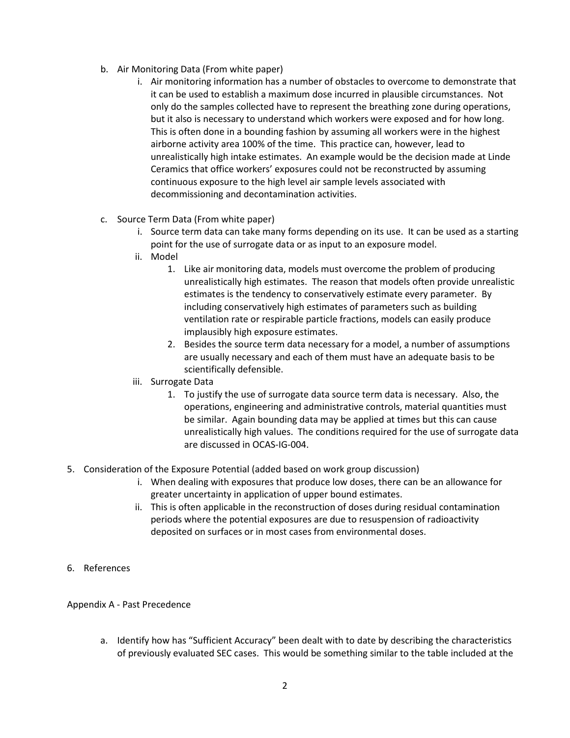b. Air Monitoring Data (From white paper)

    i. Air monitoring information has a number of obstacles to overcome to demonstrate that it can be used to establish a maximum dose incurred in plausible circumstances. Not only do the samples collected have to represent the breathing zone during operations, but it also is necessary to understand which workers were exposed and for how long. This is often done in a bounding fashion by assuming all workers were in the highest airborne activity area 100% of the time. This practice can, however, lead to unrealistically high intake estimates. An example would be the decision made at Linde Ceramics that office workers' exposures could not be reconstructed by assuming continuous exposure to the high level air sample levels associated with decommissioning and decontamination activities.

c. Source Term Data (From white paper)

    i. Source term data can take many forms depending on its use. It can be used as a starting point for the use of surrogate data or as input to an exposure model.

    ii. Model

        1. Like air monitoring data, models must overcome the problem of producing unrealistically high estimates. The reason that models often provide unrealistic estimates is the tendency to conservatively estimate every parameter. By including conservatively high estimates of parameters such as building ventilation rate or respirable particle fractions, models can easily produce implausibly high exposure estimates.

        2. Besides the source term data necessary for a model, a number of assumptions are usually necessary and each of them must have an adequate basis to be scientifically defensible.

    iii. Surrogate Data

        1. To justify the use of surrogate data source term data is necessary. Also, the operations, engineering and administrative controls, material quantities must be similar. Again bounding data may be applied at times but this can cause unrealistically high values. The conditions required for the use of surrogate data are discussed in OCAS-IG-004.

5. Consideration of the Exposure Potential (added based on work group discussion)

    i. When dealing with exposures that produce low doses, there can be an allowance for greater uncertainty in application of upper bound estimates.

    ii. This is often applicable in the reconstruction of doses during residual contamination periods where the potential exposures are due to resuspension of radioactivity deposited on surfaces or in most cases from environmental doses.

6. References

Appendix A - Past Precedence

a. Identify how has "Sufficient Accuracy" been dealt with to date by describing the characteristics of previously evaluated SEC cases. This would be something similar to the table included at the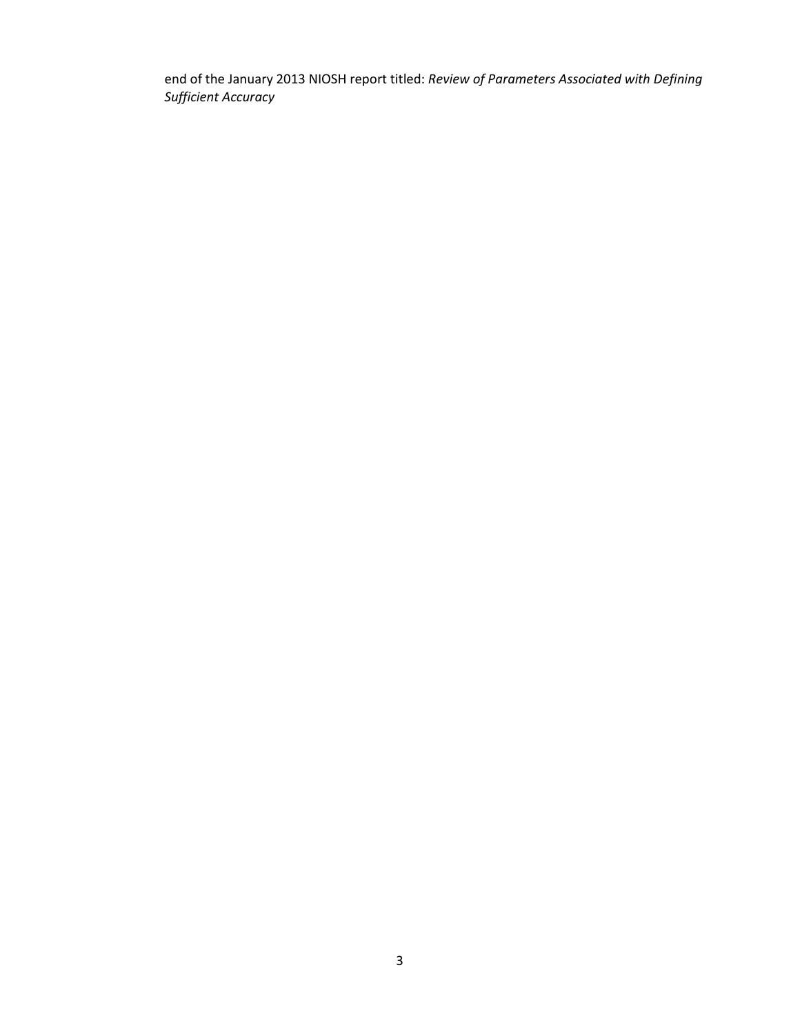end of the January 2013 NIOSH report titled: *Review of Parameters Associated with Defining Sufficient Accuracy*